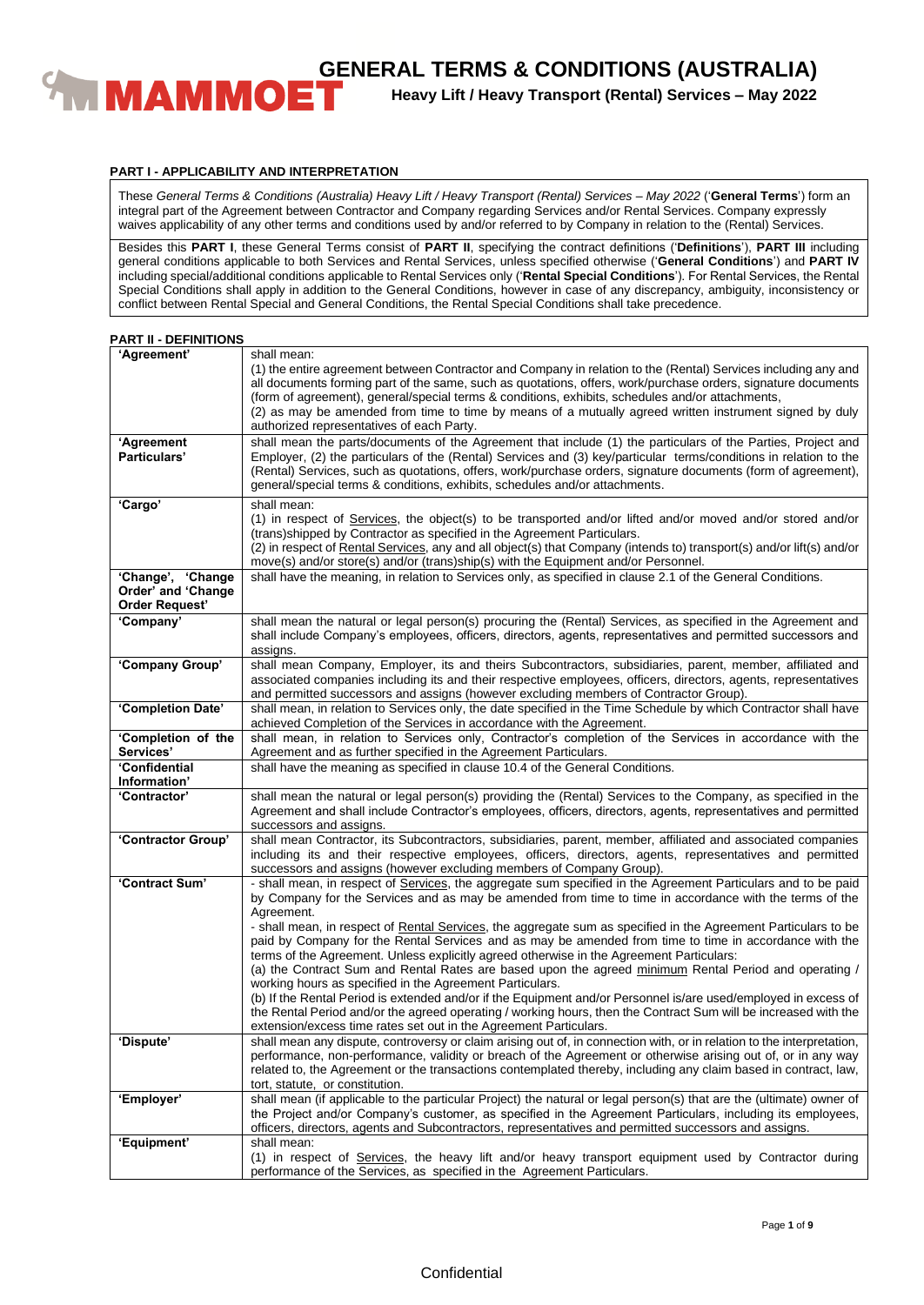# GENERAL TERMS & CONDITIONS (AUSTRALIA)

**Heavy Lift / Heavy Transport (Rental) Services – May 2022**

## PART I - APPLICABILITY AND INTERPRETATION

These *General Terms & Conditions (Australia) Heavy Lift / Heavy Transport (Rental) Services – May 2022* ('**General Terms**') form an integral part of the Agreement between Contractor and Company regarding Services and/or Rental Services. Company expressly waives applicability of any other terms and conditions used by and/or referred to by Company in relation to the (Rental) Services.

Besides this **PART I**, these General Terms consist of **PART II**, specifying the contract definitions ('**Definitions**'), **PART III** including general conditions applicable to both Services and Rental Services, unless specified otherwise ('**General Conditions**') and **PART IV** including special/additional conditions applicable to Rental Services only ('**Rental Special Conditions**'). For Rental Services, the Rental Special Conditions shall apply in addition to the General Conditions, however in case of any discrepancy, ambiguity, inconsistency or conflict between Rental Special and General Conditions, the Rental Special Conditions shall take precedence.

## PART II - DEFINITIONS

| | |
|---|---|
| **'Agreement'** | shall mean:<br>(1) the entire agreement between Contractor and Company in relation to the (Rental) Services including any and all documents forming part of the same, such as quotations, offers, work/purchase orders, signature documents (form of agreement), general/special terms & conditions, exhibits, schedules and/or attachments,<br>(2) as may be amended from time to time by means of a mutually agreed written instrument signed by duly authorized representatives of each Party. |
| **'Agreement Particulars'** | shall mean the parts/documents of the Agreement that include (1) the particulars of the Parties, Project and Employer, (2) the particulars of the (Rental) Services and (3) key/particular terms/conditions in relation to the (Rental) Services, such as quotations, offers, work/purchase orders, signature documents (form of agreement), general/special terms & conditions, exhibits, schedules and/or attachments. |
| **'Cargo'** | shall mean:<br>(1) in respect of <u>Services</u>, the object(s) to be transported and/or lifted and/or moved and/or stored and/or (trans)shipped by Contractor as specified in the Agreement Particulars.<br>(2) in respect of <u>Rental Services</u>, any and all object(s) that Company (intends to) transport(s) and/or lift(s) and/or move(s) and/or store(s) and/or (trans)ship(s) with the Equipment and/or Personnel. |
| **'Change', 'Change Order' and 'Change Order Request'** | shall have the meaning, in relation to Services only, as specified in clause 2.1 of the General Conditions. |
| **'Company'** | shall mean the natural or legal person(s) procuring the (Rental) Services, as specified in the Agreement and shall include Company's employees, officers, directors, agents, representatives and permitted successors and assigns. |
| **'Company Group'** | shall mean Company, Employer, its and theirs Subcontractors, subsidiaries, parent, member, affiliated and associated companies including its and their respective employees, officers, directors, agents, representatives and permitted successors and assigns (however excluding members of Contractor Group). |
| **'Completion Date'** | shall mean, in relation to Services only, the date specified in the Time Schedule by which Contractor shall have achieved Completion of the Services in accordance with the Agreement. |
| **'Completion of the Services'** | shall mean, in relation to Services only, Contractor's completion of the Services in accordance with the Agreement and as further specified in the Agreement Particulars. |
| **'Confidential Information'** | shall have the meaning as specified in clause 10.4 of the General Conditions. |
| **'Contractor'** | shall mean the natural or legal person(s) providing the (Rental) Services to the Company, as specified in the Agreement and shall include Contractor's employees, officers, directors, agents, representatives and permitted successors and assigns. |
| **'Contractor Group'** | shall mean Contractor, its Subcontractors, subsidiaries, parent, member, affiliated and associated companies including its and their respective employees, officers, directors, agents, representatives and permitted successors and assigns (however excluding members of Company Group). |
| **'Contract Sum'** | - shall mean, in respect of <u>Services</u>, the aggregate sum specified in the Agreement Particulars and to be paid by Company for the Services and as may be amended from time to time in accordance with the terms of the Agreement.<br>- shall mean, in respect of <u>Rental Services</u>, the aggregate sum as specified in the Agreement Particulars to be paid by Company for the Rental Services and as may be amended from time to time in accordance with the terms of the Agreement. Unless explicitly agreed otherwise in the Agreement Particulars:<br>(a) the Contract Sum and Rental Rates are based upon the agreed <u>minimum</u> Rental Period and operating / working hours as specified in the Agreement Particulars.<br>(b) If the Rental Period is extended and/or if the Equipment and/or Personnel is/are used/employed in excess of the Rental Period and/or the agreed operating / working hours, then the Contract Sum will be increased with the extension/excess time rates set out in the Agreement Particulars. |
| **'Dispute'** | shall mean any dispute, controversy or claim arising out of, in connection with, or in relation to the interpretation, performance, non-performance, validity or breach of the Agreement or otherwise arising out of, or in any way related to, the Agreement or the transactions contemplated thereby, including any claim based in contract, law, tort, statute, or constitution. |
| **'Employer'** | shall mean (if applicable to the particular Project) the natural or legal person(s) that are the (ultimate) owner of the Project and/or Company's customer, as specified in the Agreement Particulars, including its employees, officers, directors, agents and Subcontractors, representatives and permitted successors and assigns. |
| **'Equipment'** | shall mean:<br>(1) in respect of <u>Services</u>, the heavy lift and/or heavy transport equipment used by Contractor during performance of the Services, as specified in the Agreement Particulars. |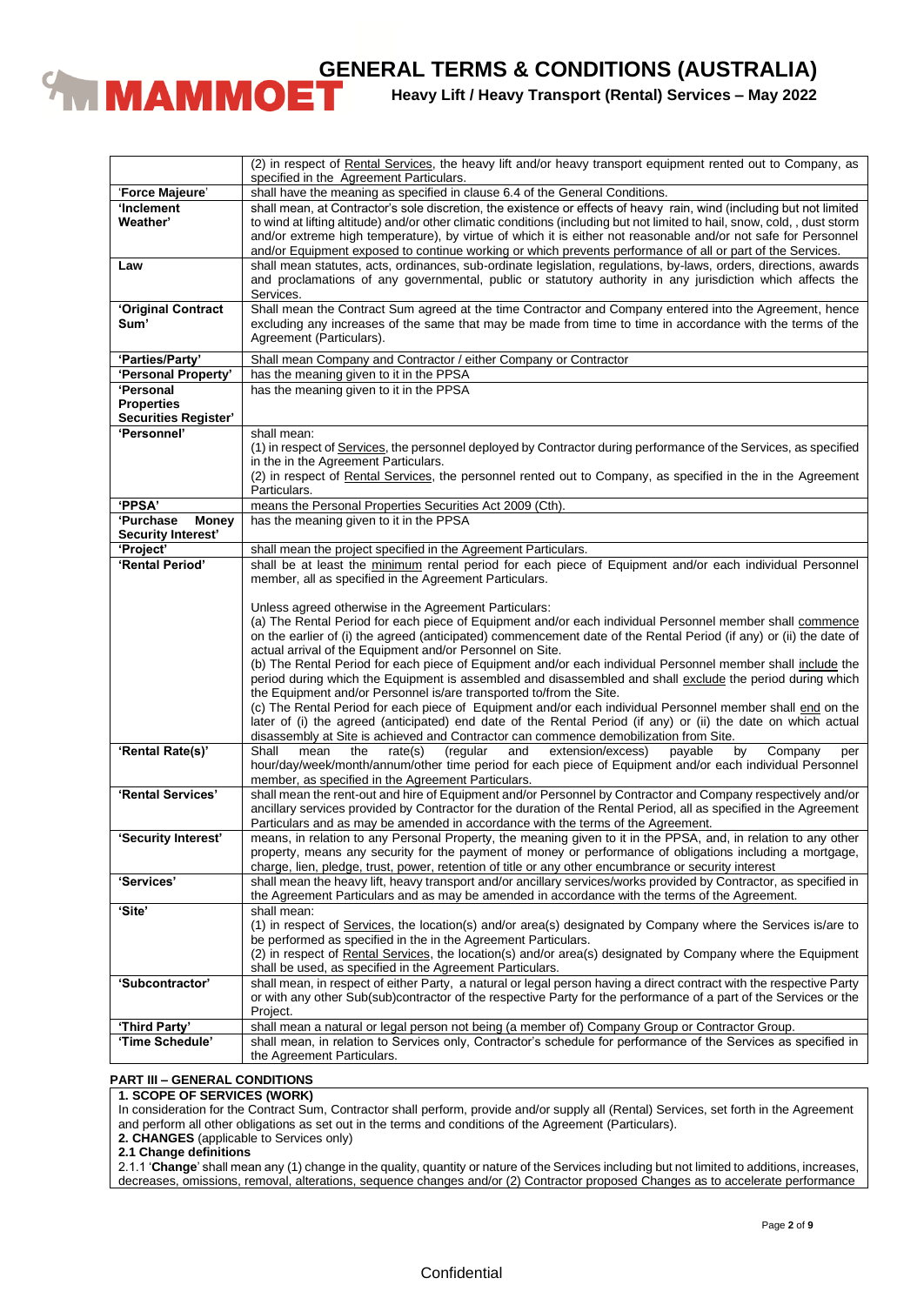| | |
|---|---|
| | (2) in respect of Rental Services, the heavy lift and/or heavy transport equipment rented out to Company, as specified in the Agreement Particulars. |
| 'Force Majeure' | shall have the meaning as specified in clause 6.4 of the General Conditions. |
| 'Inclement Weather' | shall mean, at Contractor's sole discretion, the existence or effects of heavy rain, wind (including but not limited to wind at lifting altitude) and/or other climatic conditions (including but not limited to hail, snow, cold, , dust storm and/or extreme high temperature), by virtue of which it is either not reasonable and/or not safe for Personnel and/or Equipment exposed to continue working or which prevents performance of all or part of the Services. |
| Law | shall mean statutes, acts, ordinances, sub-ordinate legislation, regulations, by-laws, orders, directions, awards and proclamations of any governmental, public or statutory authority in any jurisdiction which affects the Services. |
| 'Original Contract Sum' | Shall mean the Contract Sum agreed at the time Contractor and Company entered into the Agreement, hence excluding any increases of the same that may be made from time to time in accordance with the terms of the Agreement (Particulars). |
| 'Parties/Party' | Shall mean Company and Contractor / either Company or Contractor |
| 'Personal Property' | has the meaning given to it in the PPSA |
| 'Personal Properties Securities Register' | has the meaning given to it in the PPSA |
| 'Personnel' | shall mean:<br>(1) in respect of Services, the personnel deployed by Contractor during performance of the Services, as specified in the in the Agreement Particulars.<br>(2) in respect of Rental Services, the personnel rented out to Company, as specified in the in the Agreement Particulars. |
| 'PPSA' | means the Personal Properties Securities Act 2009 (Cth). |
| 'Purchase Money Security Interest' | has the meaning given to it in the PPSA |
| 'Project' | shall mean the project specified in the Agreement Particulars. |
| 'Rental Period' | shall be at least the minimum rental period for each piece of Equipment and/or each individual Personnel member, all as specified in the Agreement Particulars.<br><br>Unless agreed otherwise in the Agreement Particulars:<br>(a) The Rental Period for each piece of Equipment and/or each individual Personnel member shall commence on the earlier of (i) the agreed (anticipated) commencement date of the Rental Period (if any) or (ii) the date of actual arrival of the Equipment and/or Personnel on Site.<br>(b) The Rental Period for each piece of Equipment and/or each individual Personnel member shall include the period during which the Equipment is assembled and disassembled and shall exclude the period during which the Equipment and/or Personnel is/are transported to/from the Site.<br>(c) The Rental Period for each piece of Equipment and/or each individual Personnel member shall end on the later of (i) the agreed (anticipated) end date of the Rental Period (if any) or (ii) the date on which actual disassembly at Site is achieved and Contractor can commence demobilization from Site. |
| 'Rental Rate(s)' | Shall mean the rate(s) (regular and extension/excess) payable by Company per hour/day/week/month/annum/other time period for each piece of Equipment and/or each individual Personnel member, as specified in the Agreement Particulars. |
| 'Rental Services' | shall mean the rent-out and hire of Equipment and/or Personnel by Contractor and Company respectively and/or ancillary services provided by Contractor for the duration of the Rental Period, all as specified in the Agreement Particulars and as may be amended in accordance with the terms of the Agreement. |
| 'Security Interest' | means, in relation to any Personal Property, the meaning given to it in the PPSA, and, in relation to any other property, means any security for the payment of money or performance of obligations including a mortgage, charge, lien, pledge, trust, power, retention of title or any other encumbrance or security interest |
| 'Services' | shall mean the heavy lift, heavy transport and/or ancillary services/works provided by Contractor, as specified in the Agreement Particulars and as may be amended in accordance with the terms of the Agreement. |
| 'Site' | shall mean:<br>(1) in respect of Services, the location(s) and/or area(s) designated by Company where the Services is/are to be performed as specified in the in the Agreement Particulars.<br>(2) in respect of Rental Services, the location(s) and/or area(s) designated by Company where the Equipment shall be used, as specified in the Agreement Particulars. |
| 'Subcontractor' | shall mean, in respect of either Party, a natural or legal person having a direct contract with the respective Party or with any other Sub(sub)contractor of the respective Party for the performance of a part of the Services or the Project. |
| 'Third Party' | shall mean a natural or legal person not being (a member of) Company Group or Contractor Group. |
| 'Time Schedule' | shall mean, in relation to Services only, Contractor's schedule for performance of the Services as specified in the Agreement Particulars. |

## PART III – GENERAL CONDITIONS

### 1. SCOPE OF SERVICES (WORK)

In consideration for the Contract Sum, Contractor shall perform, provide and/or supply all (Rental) Services, set forth in the Agreement and perform all other obligations as set out in the terms and conditions of the Agreement (Particulars).

### 2. CHANGES (applicable to Services only)

**2.1 Change definitions**

2.1.1 '**Change**' shall mean any (1) change in the quality, quantity or nature of the Services including but not limited to additions, increases, decreases, omissions, removal, alterations, sequence changes and/or (2) Contractor proposed Changes as to accelerate performance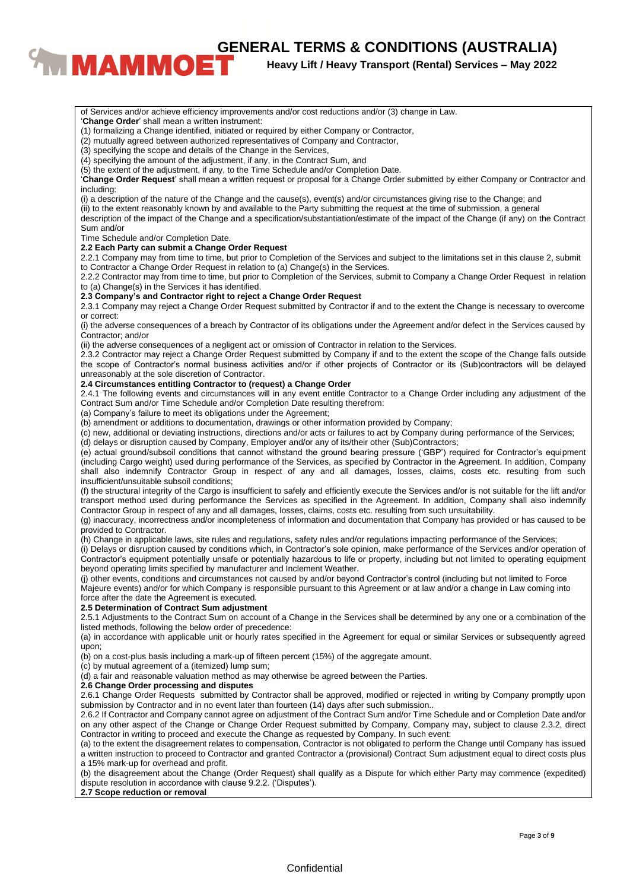of Services and/or achieve efficiency improvements and/or cost reductions and/or (3) change in Law.

'**Change Order**' shall mean a written instrument:

(1) formalizing a Change identified, initiated or required by either Company or Contractor,

(2) mutually agreed between authorized representatives of Company and Contractor,

(3) specifying the scope and details of the Change in the Services,

(4) specifying the amount of the adjustment, if any, in the Contract Sum, and

(5) the extent of the adjustment, if any, to the Time Schedule and/or Completion Date.

'**Change Order Request**' shall mean a written request or proposal for a Change Order submitted by either Company or Contractor and including:

(i) a description of the nature of the Change and the cause(s), event(s) and/or circumstances giving rise to the Change; and

(ii) to the extent reasonably known by and available to the Party submitting the request at the time of submission, a general description of the impact of the Change and a specification/substantiation/estimate of the impact of the Change (if any) on the Contract Sum and/or Time Schedule and/or Completion Date.

**2.2 Each Party can submit a Change Order Request**

2.2.1 Company may from time to time, but prior to Completion of the Services and subject to the limitations set in this clause 2, submit to Contractor a Change Order Request in relation to (a) Change(s) in the Services.

2.2.2 Contractor may from time to time, but prior to Completion of the Services, submit to Company a Change Order Request in relation to (a) Change(s) in the Services it has identified.

**2.3 Company's and Contractor right to reject a Change Order Request**

2.3.1 Company may reject a Change Order Request submitted by Contractor if and to the extent the Change is necessary to overcome or correct:

(i) the adverse consequences of a breach by Contractor of its obligations under the Agreement and/or defect in the Services caused by Contractor; and/or

(ii) the adverse consequences of a negligent act or omission of Contractor in relation to the Services.

2.3.2 Contractor may reject a Change Order Request submitted by Company if and to the extent the scope of the Change falls outside the scope of Contractor's normal business activities and/or if other projects of Contractor or its (Sub)contractors will be delayed unreasonably at the sole discretion of Contractor.

**2.4 Circumstances entitling Contractor to (request) a Change Order**

2.4.1 The following events and circumstances will in any event entitle Contractor to a Change Order including any adjustment of the Contract Sum and/or Time Schedule and/or Completion Date resulting therefrom:

(a) Company's failure to meet its obligations under the Agreement;

(b) amendment or additions to documentation, drawings or other information provided by Company;

(c) new, additional or deviating instructions, directions and/or acts or failures to act by Company during performance of the Services;

(d) delays or disruption caused by Company, Employer and/or any of its/their other (Sub)Contractors;

(e) actual ground/subsoil conditions that cannot withstand the ground bearing pressure ('GBP') required for Contractor's equipment (including Cargo weight) used during performance of the Services, as specified by Contractor in the Agreement. In addition, Company shall also indemnify Contractor Group in respect of any and all damages, losses, claims, costs etc. resulting from such insufficient/unsuitable subsoil conditions;

(f) the structural integrity of the Cargo is insufficient to safely and efficiently execute the Services and/or is not suitable for the lift and/or transport method used during performance the Services as specified in the Agreement. In addition, Company shall also indemnify Contractor Group in respect of any and all damages, losses, claims, costs etc. resulting from such unsuitability.

(g) inaccuracy, incorrectness and/or incompleteness of information and documentation that Company has provided or has caused to be provided to Contractor.

(h) Change in applicable laws, site rules and regulations, safety rules and/or regulations impacting performance of the Services;

(i) Delays or disruption caused by conditions which, in Contractor's sole opinion, make performance of the Services and/or operation of Contractor's equipment potentially unsafe or potentially hazardous to life or property, including but not limited to operating equipment beyond operating limits specified by manufacturer and Inclement Weather.

(j) other events, conditions and circumstances not caused by and/or beyond Contractor's control (including but not limited to Force Majeure events) and/or for which Company is responsible pursuant to this Agreement or at law and/or a change in Law coming into force after the date the Agreement is executed.

**2.5 Determination of Contract Sum adjustment**

2.5.1 Adjustments to the Contract Sum on account of a Change in the Services shall be determined by any one or a combination of the listed methods, following the below order of precedence:

(a) in accordance with applicable unit or hourly rates specified in the Agreement for equal or similar Services or subsequently agreed upon;

(b) on a cost-plus basis including a mark-up of fifteen percent (15%) of the aggregate amount.

(c) by mutual agreement of a (itemized) lump sum;

(d) a fair and reasonable valuation method as may otherwise be agreed between the Parties.

**2.6 Change Order processing and disputes**

2.6.1 Change Order Requests submitted by Contractor shall be approved, modified or rejected in writing by Company promptly upon submission by Contractor and in no event later than fourteen (14) days after such submission..

2.6.2 If Contractor and Company cannot agree on adjustment of the Contract Sum and/or Time Schedule and or Completion Date and/or on any other aspect of the Change or Change Order Request submitted by Company, Company may, subject to clause 2.3.2, direct Contractor in writing to proceed and execute the Change as requested by Company. In such event:

(a) to the extent the disagreement relates to compensation, Contractor is not obligated to perform the Change until Company has issued a written instruction to proceed to Contractor and granted Contractor a (provisional) Contract Sum adjustment equal to direct costs plus a 15% mark-up for overhead and profit.

(b) the disagreement about the Change (Order Request) shall qualify as a Dispute for which either Party may commence (expedited) dispute resolution in accordance with clause 9.2.2. ('Disputes').

**2.7 Scope reduction or removal**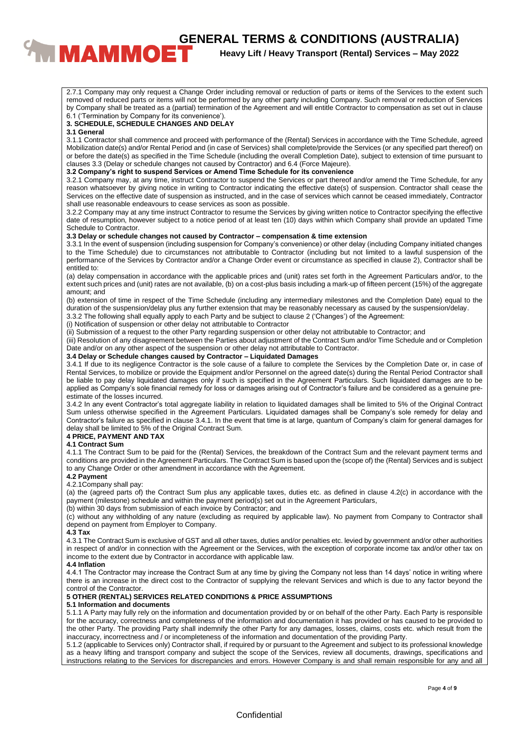2.7.1 Company may only request a Change Order including removal or reduction of parts or items of the Services to the extent such removed of reduced parts or items will not be performed by any other party including Company. Such removal or reduction of Services by Company shall be treated as a (partial) termination of the Agreement and will entitle Contractor to compensation as set out in clause 6.1 ('Termination by Company for its convenience').

## 3. SCHEDULE, SCHEDULE CHANGES AND DELAY

### 3.1 General

3.1.1 Contractor shall commence and proceed with performance of the (Rental) Services in accordance with the Time Schedule, agreed Mobilization date(s) and/or Rental Period and (in case of Services) shall complete/provide the Services (or any specified part thereof) on or before the date(s) as specified in the Time Schedule (including the overall Completion Date), subject to extension of time pursuant to clauses 3.3 (Delay or schedule changes not caused by Contractor) and 6.4 (Force Majeure).

### 3.2 Company's right to suspend Services or Amend Time Schedule for its convenience

3.2.1 Company may, at any time, instruct Contractor to suspend the Services or part thereof and/or amend the Time Schedule, for any reason whatsoever by giving notice in writing to Contractor indicating the effective date(s) of suspension. Contractor shall cease the Services on the effective date of suspension as instructed, and in the case of services which cannot be ceased immediately, Contractor shall use reasonable endeavours to cease services as soon as possible.

3.2.2 Company may at any time instruct Contractor to resume the Services by giving written notice to Contractor specifying the effective date of resumption, however subject to a notice period of at least ten (10) days within which Company shall provide an updated Time Schedule to Contractor.

### 3.3 Delay or schedule changes not caused by Contractor – compensation & time extension

3.3.1 In the event of suspension (including suspension for Company's convenience) or other delay (including Company initiated changes to the Time Schedule) due to circumstances not attributable to Contractor (including but not limited to a lawful suspension of the performance of the Services by Contractor and/or a Change Order event or circumstance as specified in clause 2), Contractor shall be entitled to:

(a) delay compensation in accordance with the applicable prices and (unit) rates set forth in the Agreement Particulars and/or, to the extent such prices and (unit) rates are not available, (b) on a cost-plus basis including a mark-up of fifteen percent (15%) of the aggregate amount; and

(b) extension of time in respect of the Time Schedule (including any intermediary milestones and the Completion Date) equal to the duration of the suspension/delay plus any further extension that may be reasonably necessary as caused by the suspension/delay.

3.3.2 The following shall equally apply to each Party and be subject to clause 2 ('Changes') of the Agreement:

(i) Notification of suspension or other delay not attributable to Contractor

(ii) Submission of a request to the other Party regarding suspension or other delay not attributable to Contractor; and

(iii) Resolution of any disagreement between the Parties about adjustment of the Contract Sum and/or Time Schedule and or Completion Date and/or on any other aspect of the suspension or other delay not attributable to Contractor.

### 3.4 Delay or Schedule changes caused by Contractor – Liquidated Damages

3.4.1 If due to its negligence Contractor is the sole cause of a failure to complete the Services by the Completion Date or, in case of Rental Services, to mobilize or provide the Equipment and/or Personnel on the agreed date(s) during the Rental Period Contractor shall be liable to pay delay liquidated damages only if such is specified in the Agreement Particulars. Such liquidated damages are to be applied as Company's sole financial remedy for loss or damages arising out of Contractor's failure and be considered as a genuine pre-estimate of the losses incurred.

3.4.2 In any event Contractor's total aggregate liability in relation to liquidated damages shall be limited to 5% of the Original Contract Sum unless otherwise specified in the Agreement Particulars. Liquidated damages shall be Company's sole remedy for delay and Contractor's failure as specified in clause 3.4.1. In the event that time is at large, quantum of Company's claim for general damages for delay shall be limited to 5% of the Original Contract Sum.

## 4 PRICE, PAYMENT AND TAX

### 4.1 Contract Sum

4.1.1 The Contract Sum to be paid for the (Rental) Services, the breakdown of the Contract Sum and the relevant payment terms and conditions are provided in the Agreement Particulars. The Contract Sum is based upon the (scope of) the (Rental) Services and is subject to any Change Order or other amendment in accordance with the Agreement.

### 4.2 Payment

4.2.1Company shall pay:

(a) the (agreed parts of) the Contract Sum plus any applicable taxes, duties etc. as defined in clause 4.2(c) in accordance with the payment (milestone) schedule and within the payment period(s) set out in the Agreement Particulars,

(b) within 30 days from submission of each invoice by Contractor; and

(c) without any withholding of any nature (excluding as required by applicable law). No payment from Company to Contractor shall depend on payment from Employer to Company.

### 4.3 Tax

4.3.1 The Contract Sum is exclusive of GST and all other taxes, duties and/or penalties etc. levied by government and/or other authorities in respect of and/or in connection with the Agreement or the Services, with the exception of corporate income tax and/or other tax on income to the extent due by Contractor in accordance with applicable law.

### 4.4 Inflation

4.4.1 The Contractor may increase the Contract Sum at any time by giving the Company not less than 14 days' notice in writing where there is an increase in the direct cost to the Contractor of supplying the relevant Services and which is due to any factor beyond the control of the Contractor.

## 5 OTHER (RENTAL) SERVICES RELATED CONDITIONS & PRICE ASSUMPTIONS

### 5.1 Information and documents

5.1.1 A Party may fully rely on the information and documentation provided by or on behalf of the other Party. Each Party is responsible for the accuracy, correctness and completeness of the information and documentation it has provided or has caused to be provided to the other Party. The providing Party shall indemnify the other Party for any damages, losses, claims, costs etc. which result from the inaccuracy, incorrectness and / or incompleteness of the information and documentation of the providing Party.

5.1.2 (applicable to Services only) Contractor shall, if required by or pursuant to the Agreement and subject to its professional knowledge as a heavy lifting and transport company and subject the scope of the Services, review all documents, drawings, specifications and instructions relating to the Services for discrepancies and errors. However Company is and shall remain responsible for any and all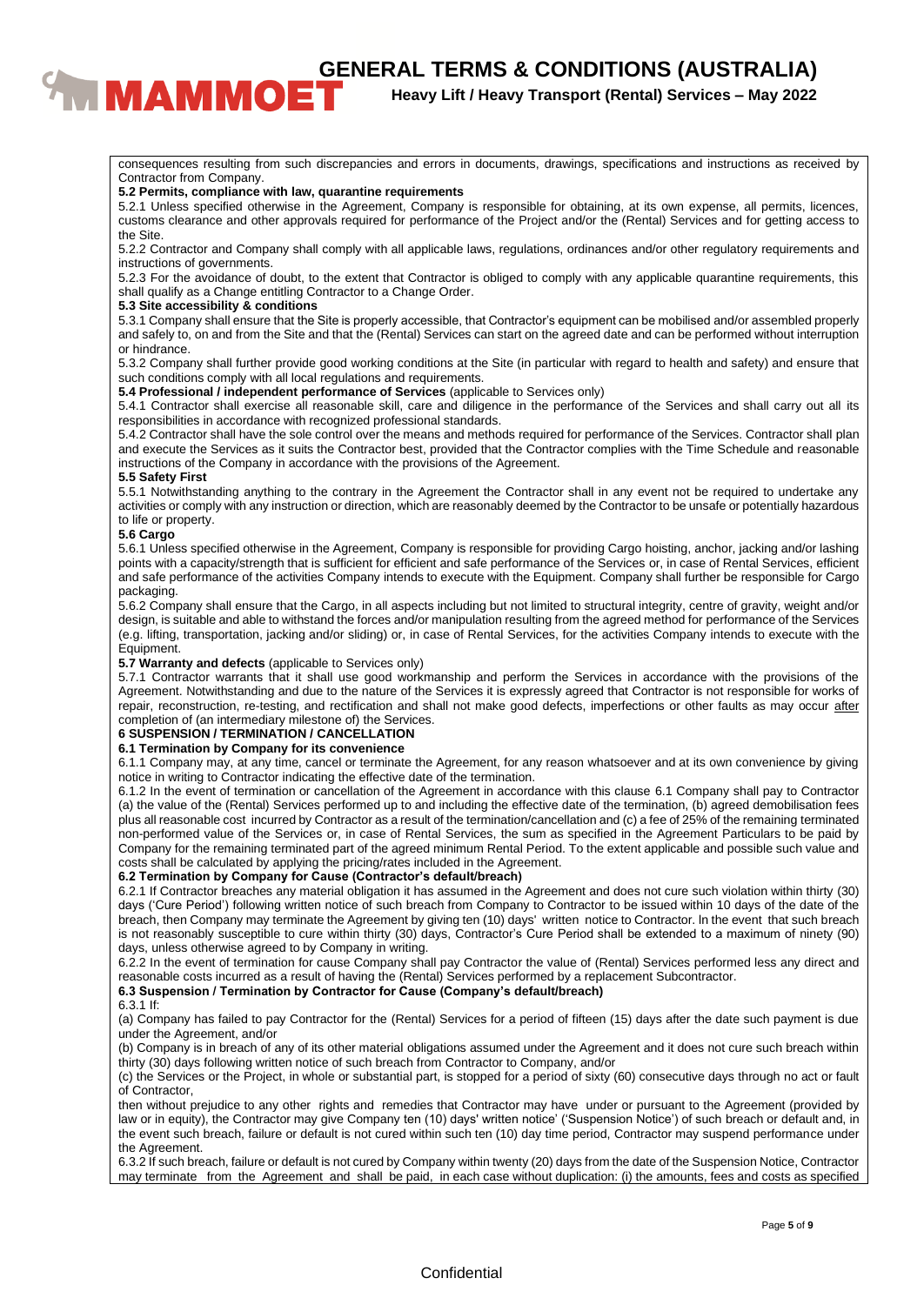consequences resulting from such discrepancies and errors in documents, drawings, specifications and instructions as received by Contractor from Company.

**5.2 Permits, compliance with law, quarantine requirements**

5.2.1 Unless specified otherwise in the Agreement, Company is responsible for obtaining, at its own expense, all permits, licences, customs clearance and other approvals required for performance of the Project and/or the (Rental) Services and for getting access to the Site.

5.2.2 Contractor and Company shall comply with all applicable laws, regulations, ordinances and/or other regulatory requirements and instructions of governments.

5.2.3 For the avoidance of doubt, to the extent that Contractor is obliged to comply with any applicable quarantine requirements, this shall qualify as a Change entitling Contractor to a Change Order.

**5.3 Site accessibility & conditions**

5.3.1 Company shall ensure that the Site is properly accessible, that Contractor's equipment can be mobilised and/or assembled properly and safely to, on and from the Site and that the (Rental) Services can start on the agreed date and can be performed without interruption or hindrance.

5.3.2 Company shall further provide good working conditions at the Site (in particular with regard to health and safety) and ensure that such conditions comply with all local regulations and requirements.

**5.4 Professional / independent performance of Services** (applicable to Services only)

5.4.1 Contractor shall exercise all reasonable skill, care and diligence in the performance of the Services and shall carry out all its responsibilities in accordance with recognized professional standards.

5.4.2 Contractor shall have the sole control over the means and methods required for performance of the Services. Contractor shall plan and execute the Services as it suits the Contractor best, provided that the Contractor complies with the Time Schedule and reasonable instructions of the Company in accordance with the provisions of the Agreement.

**5.5 Safety First**

5.5.1 Notwithstanding anything to the contrary in the Agreement the Contractor shall in any event not be required to undertake any activities or comply with any instruction or direction, which are reasonably deemed by the Contractor to be unsafe or potentially hazardous to life or property.

**5.6 Cargo**

5.6.1 Unless specified otherwise in the Agreement, Company is responsible for providing Cargo hoisting, anchor, jacking and/or lashing points with a capacity/strength that is sufficient for efficient and safe performance of the Services or, in case of Rental Services, efficient and safe performance of the activities Company intends to execute with the Equipment. Company shall further be responsible for Cargo packaging.

5.6.2 Company shall ensure that the Cargo, in all aspects including but not limited to structural integrity, centre of gravity, weight and/or design, is suitable and able to withstand the forces and/or manipulation resulting from the agreed method for performance of the Services (e.g. lifting, transportation, jacking and/or sliding) or, in case of Rental Services, for the activities Company intends to execute with the Equipment.

**5.7 Warranty and defects** (applicable to Services only)

5.7.1 Contractor warrants that it shall use good workmanship and perform the Services in accordance with the provisions of the Agreement. Notwithstanding and due to the nature of the Services it is expressly agreed that Contractor is not responsible for works of repair, reconstruction, re-testing, and rectification and shall not make good defects, imperfections or other faults as may occur after completion of (an intermediary milestone of) the Services.

**6 SUSPENSION / TERMINATION / CANCELLATION**

**6.1 Termination by Company for its convenience**

6.1.1 Company may, at any time, cancel or terminate the Agreement, for any reason whatsoever and at its own convenience by giving notice in writing to Contractor indicating the effective date of the termination.

6.1.2 In the event of termination or cancellation of the Agreement in accordance with this clause 6.1 Company shall pay to Contractor (a) the value of the (Rental) Services performed up to and including the effective date of the termination, (b) agreed demobilisation fees plus all reasonable cost incurred by Contractor as a result of the termination/cancellation and (c) a fee of 25% of the remaining terminated non-performed value of the Services or, in case of Rental Services, the sum as specified in the Agreement Particulars to be paid by Company for the remaining terminated part of the agreed minimum Rental Period. To the extent applicable and possible such value and costs shall be calculated by applying the pricing/rates included in the Agreement.

**6.2 Termination by Company for Cause (Contractor's default/breach)**

6.2.1 If Contractor breaches any material obligation it has assumed in the Agreement and does not cure such violation within thirty (30) days ('Cure Period') following written notice of such breach from Company to Contractor to be issued within 10 days of the date of the breach, then Company may terminate the Agreement by giving ten (10) days' written notice to Contractor. In the event that such breach is not reasonably susceptible to cure within thirty (30) days, Contractor's Cure Period shall be extended to a maximum of ninety (90) days, unless otherwise agreed to by Company in writing.

6.2.2 In the event of termination for cause Company shall pay Contractor the value of (Rental) Services performed less any direct and reasonable costs incurred as a result of having the (Rental) Services performed by a replacement Subcontractor.

**6.3 Suspension / Termination by Contractor for Cause (Company's default/breach)**

6.3.1 If:

(a) Company has failed to pay Contractor for the (Rental) Services for a period of fifteen (15) days after the date such payment is due under the Agreement, and/or

(b) Company is in breach of any of its other material obligations assumed under the Agreement and it does not cure such breach within thirty (30) days following written notice of such breach from Contractor to Company, and/or

(c) the Services or the Project, in whole or substantial part, is stopped for a period of sixty (60) consecutive days through no act or fault of Contractor,

then without prejudice to any other rights and remedies that Contractor may have under or pursuant to the Agreement (provided by law or in equity), the Contractor may give Company ten (10) days' written notice' ('Suspension Notice') of such breach or default and, in the event such breach, failure or default is not cured within such ten (10) day time period, Contractor may suspend performance under the Agreement.

6.3.2 If such breach, failure or default is not cured by Company within twenty (20) days from the date of the Suspension Notice, Contractor may terminate from the Agreement and shall be paid, in each case without duplication: (i) the amounts, fees and costs as specified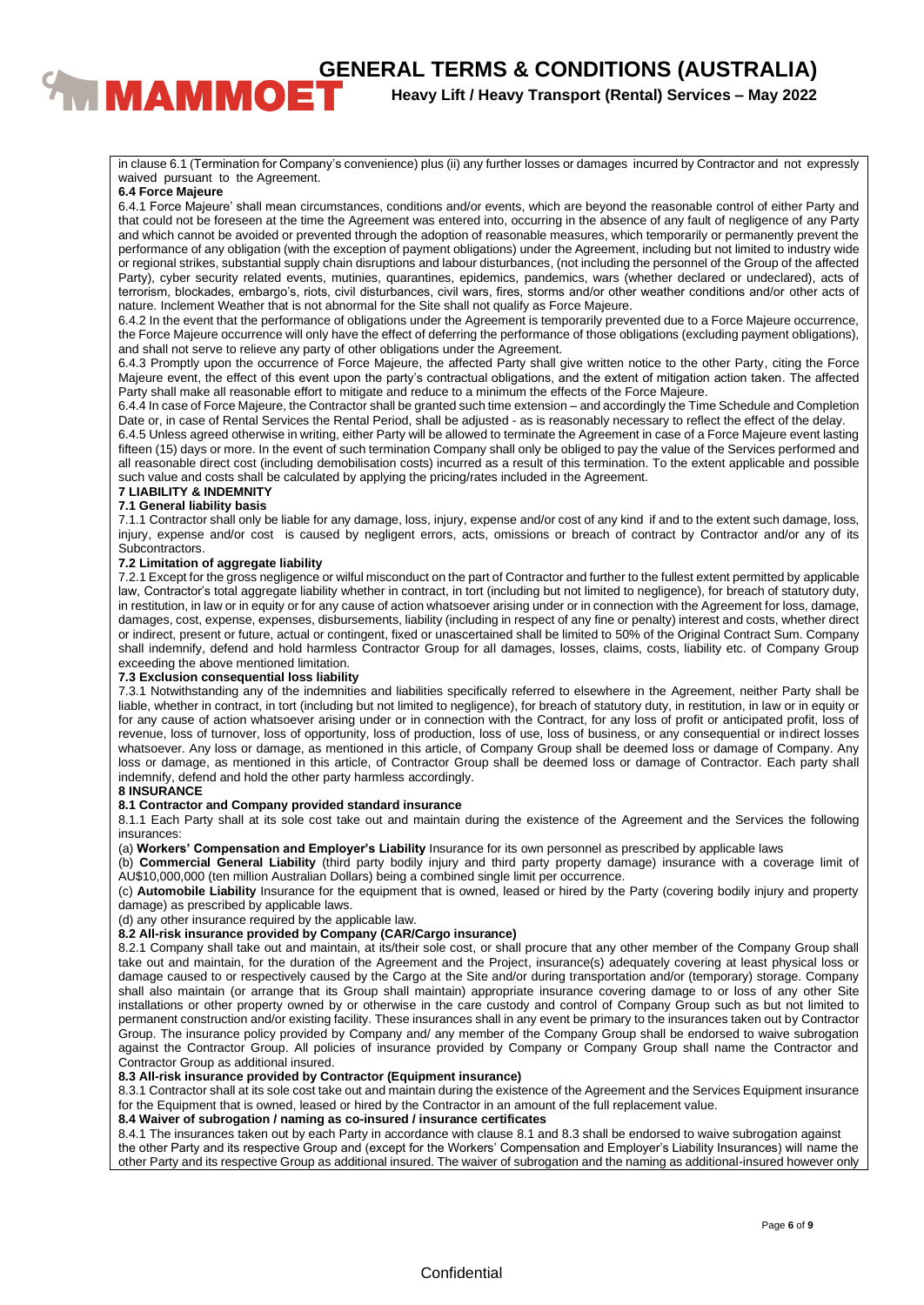in clause 6.1 (Termination for Company's convenience) plus (ii) any further losses or damages incurred by Contractor and not expressly waived pursuant to the Agreement.

**6.4 Force Majeure**

6.4.1 Force Majeure' shall mean circumstances, conditions and/or events, which are beyond the reasonable control of either Party and that could not be foreseen at the time the Agreement was entered into, occurring in the absence of any fault of negligence of any Party and which cannot be avoided or prevented through the adoption of reasonable measures, which temporarily or permanently prevent the performance of any obligation (with the exception of payment obligations) under the Agreement, including but not limited to industry wide or regional strikes, substantial supply chain disruptions and labour disturbances, (not including the personnel of the Group of the affected Party), cyber security related events, mutinies, quarantines, epidemics, pandemics, wars (whether declared or undeclared), acts of terrorism, blockades, embargo's, riots, civil disturbances, civil wars, fires, storms and/or other weather conditions and/or other acts of nature. Inclement Weather that is not abnormal for the Site shall not qualify as Force Majeure.

6.4.2 In the event that the performance of obligations under the Agreement is temporarily prevented due to a Force Majeure occurrence, the Force Majeure occurrence will only have the effect of deferring the performance of those obligations (excluding payment obligations), and shall not serve to relieve any party of other obligations under the Agreement.

6.4.3 Promptly upon the occurrence of Force Majeure, the affected Party shall give written notice to the other Party, citing the Force Majeure event, the effect of this event upon the party's contractual obligations, and the extent of mitigation action taken. The affected Party shall make all reasonable effort to mitigate and reduce to a minimum the effects of the Force Majeure.

6.4.4 In case of Force Majeure, the Contractor shall be granted such time extension – and accordingly the Time Schedule and Completion Date or, in case of Rental Services the Rental Period, shall be adjusted - as is reasonably necessary to reflect the effect of the delay.

6.4.5 Unless agreed otherwise in writing, either Party will be allowed to terminate the Agreement in case of a Force Majeure event lasting fifteen (15) days or more. In the event of such termination Company shall only be obliged to pay the value of the Services performed and all reasonable direct cost (including demobilisation costs) incurred as a result of this termination. To the extent applicable and possible such value and costs shall be calculated by applying the pricing/rates included in the Agreement.

**7 LIABILITY & INDEMNITY**

**7.1 General liability basis**

7.1.1 Contractor shall only be liable for any damage, loss, injury, expense and/or cost of any kind if and to the extent such damage, loss, injury, expense and/or cost is caused by negligent errors, acts, omissions or breach of contract by Contractor and/or any of its Subcontractors.

**7.2 Limitation of aggregate liability**

7.2.1 Except for the gross negligence or wilful misconduct on the part of Contractor and further to the fullest extent permitted by applicable law, Contractor's total aggregate liability whether in contract, in tort (including but not limited to negligence), for breach of statutory duty, in restitution, in law or in equity or for any cause of action whatsoever arising under or in connection with the Agreement for loss, damage, damages, cost, expense, expenses, disbursements, liability (including in respect of any fine or penalty) interest and costs, whether direct or indirect, present or future, actual or contingent, fixed or unascertained shall be limited to 50% of the Original Contract Sum. Company shall indemnify, defend and hold harmless Contractor Group for all damages, losses, claims, costs, liability etc. of Company Group exceeding the above mentioned limitation.

**7.3 Exclusion consequential loss liability**

7.3.1 Notwithstanding any of the indemnities and liabilities specifically referred to elsewhere in the Agreement, neither Party shall be liable, whether in contract, in tort (including but not limited to negligence), for breach of statutory duty, in restitution, in law or in equity or for any cause of action whatsoever arising under or in connection with the Contract, for any loss of profit or anticipated profit, loss of revenue, loss of turnover, loss of opportunity, loss of production, loss of use, loss of business, or any consequential or indirect losses whatsoever. Any loss or damage, as mentioned in this article, of Company Group shall be deemed loss or damage of Company. Any loss or damage, as mentioned in this article, of Contractor Group shall be deemed loss or damage of Contractor. Each party shall indemnify, defend and hold the other party harmless accordingly.

**8 INSURANCE**

**8.1 Contractor and Company provided standard insurance**

8.1.1 Each Party shall at its sole cost take out and maintain during the existence of the Agreement and the Services the following insurances:

(a) **Workers' Compensation and Employer's Liability** Insurance for its own personnel as prescribed by applicable laws

(b) **Commercial General Liability** (third party bodily injury and third party property damage) insurance with a coverage limit of AU$10,000,000 (ten million Australian Dollars) being a combined single limit per occurrence.

(c) **Automobile Liability** Insurance for the equipment that is owned, leased or hired by the Party (covering bodily injury and property damage) as prescribed by applicable laws.

(d) any other insurance required by the applicable law.

**8.2 All-risk insurance provided by Company (CAR/Cargo insurance)**

8.2.1 Company shall take out and maintain, at its/their sole cost, or shall procure that any other member of the Company Group shall take out and maintain, for the duration of the Agreement and the Project, insurance(s) adequately covering at least physical loss or damage caused to or respectively caused by the Cargo at the Site and/or during transportation and/or (temporary) storage. Company shall also maintain (or arrange that its Group shall maintain) appropriate insurance covering damage to or loss of any other Site installations or other property owned by or otherwise in the care custody and control of Company Group such as but not limited to permanent construction and/or existing facility. These insurances shall in any event be primary to the insurances taken out by Contractor Group. The insurance policy provided by Company and/ any member of the Company Group shall be endorsed to waive subrogation against the Contractor Group. All policies of insurance provided by Company or Company Group shall name the Contractor and Contractor Group as additional insured.

**8.3 All-risk insurance provided by Contractor (Equipment insurance)**

8.3.1 Contractor shall at its sole cost take out and maintain during the existence of the Agreement and the Services Equipment insurance for the Equipment that is owned, leased or hired by the Contractor in an amount of the full replacement value.

**8.4 Waiver of subrogation / naming as co-insured / insurance certificates**

8.4.1 The insurances taken out by each Party in accordance with clause 8.1 and 8.3 shall be endorsed to waive subrogation against the other Party and its respective Group and (except for the Workers' Compensation and Employer's Liability Insurances) will name the other Party and its respective Group as additional insured. The waiver of subrogation and the naming as additional-insured however only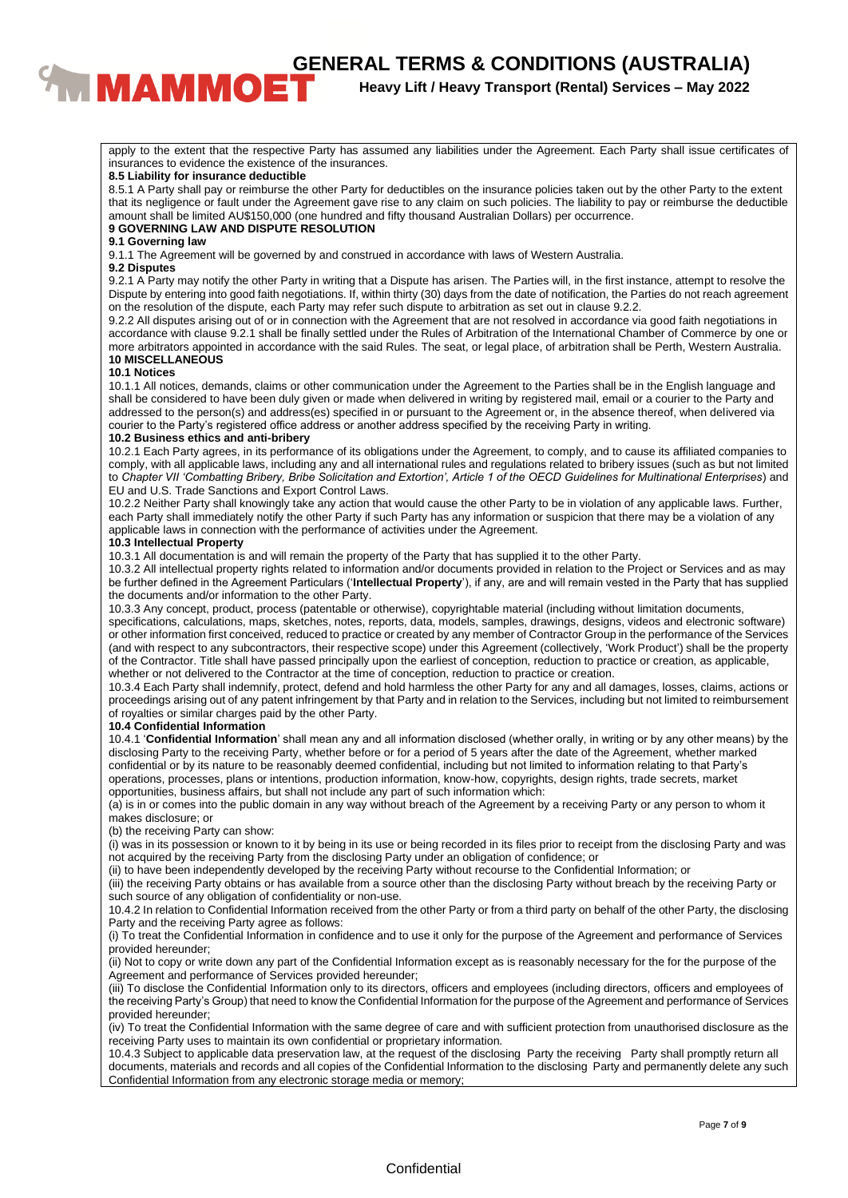apply to the extent that the respective Party has assumed any liabilities under the Agreement. Each Party shall issue certificates of insurances to evidence the existence of the insurances.

**8.5 Liability for insurance deductible**

8.5.1 A Party shall pay or reimburse the other Party for deductibles on the insurance policies taken out by the other Party to the extent that its negligence or fault under the Agreement gave rise to any claim on such policies. The liability to pay or reimburse the deductible amount shall be limited AU$150,000 (one hundred and fifty thousand Australian Dollars) per occurrence.

**9 GOVERNING LAW AND DISPUTE RESOLUTION**

**9.1 Governing law**

9.1.1 The Agreement will be governed by and construed in accordance with laws of Western Australia.

**9.2 Disputes**

9.2.1 A Party may notify the other Party in writing that a Dispute has arisen. The Parties will, in the first instance, attempt to resolve the Dispute by entering into good faith negotiations. If, within thirty (30) days from the date of notification, the Parties do not reach agreement on the resolution of the dispute, each Party may refer such dispute to arbitration as set out in clause 9.2.2.

9.2.2 All disputes arising out of or in connection with the Agreement that are not resolved in accordance via good faith negotiations in accordance with clause 9.2.1 shall be finally settled under the Rules of Arbitration of the International Chamber of Commerce by one or more arbitrators appointed in accordance with the said Rules. The seat, or legal place, of arbitration shall be Perth, Western Australia.

**10 MISCELLANEOUS**

**10.1 Notices**

10.1.1 All notices, demands, claims or other communication under the Agreement to the Parties shall be in the English language and shall be considered to have been duly given or made when delivered in writing by registered mail, email or a courier to the Party and addressed to the person(s) and address(es) specified in or pursuant to the Agreement or, in the absence thereof, when delivered via courier to the Party's registered office address or another address specified by the receiving Party in writing.

**10.2 Business ethics and anti-bribery**

10.2.1 Each Party agrees, in its performance of its obligations under the Agreement, to comply, and to cause its affiliated companies to comply, with all applicable laws, including any and all international rules and regulations related to bribery issues (such as but not limited to *Chapter VII 'Combatting Bribery, Bribe Solicitation and Extortion', Article 1 of the OECD Guidelines for Multinational Enterprises*) and EU and U.S. Trade Sanctions and Export Control Laws.

10.2.2 Neither Party shall knowingly take any action that would cause the other Party to be in violation of any applicable laws. Further, each Party shall immediately notify the other Party if such Party has any information or suspicion that there may be a violation of any applicable laws in connection with the performance of activities under the Agreement.

**10.3 Intellectual Property**

10.3.1 All documentation is and will remain the property of the Party that has supplied it to the other Party.

10.3.2 All intellectual property rights related to information and/or documents provided in relation to the Project or Services and as may be further defined in the Agreement Particulars ('**Intellectual Property**'), if any, are and will remain vested in the Party that has supplied the documents and/or information to the other Party.

10.3.3 Any concept, product, process (patentable or otherwise), copyrightable material (including without limitation documents, specifications, calculations, maps, sketches, notes, reports, data, models, samples, drawings, designs, videos and electronic software) or other information first conceived, reduced to practice or created by any member of Contractor Group in the performance of the Services (and with respect to any subcontractors, their respective scope) under this Agreement (collectively, 'Work Product') shall be the property of the Contractor. Title shall have passed principally upon the earliest of conception, reduction to practice or creation, as applicable, whether or not delivered to the Contractor at the time of conception, reduction to practice or creation.

10.3.4 Each Party shall indemnify, protect, defend and hold harmless the other Party for any and all damages, losses, claims, actions or proceedings arising out of any patent infringement by that Party and in relation to the Services, including but not limited to reimbursement of royalties or similar charges paid by the other Party.

**10.4 Confidential Information**

10.4.1 '**Confidential Information**' shall mean any and all information disclosed (whether orally, in writing or by any other means) by the disclosing Party to the receiving Party, whether before or for a period of 5 years after the date of the Agreement, whether marked confidential or by its nature to be reasonably deemed confidential, including but not limited to information relating to that Party's operations, processes, plans or intentions, production information, know-how, copyrights, design rights, trade secrets, market opportunities, business affairs, but shall not include any part of such information which:

(a) is in or comes into the public domain in any way without breach of the Agreement by a receiving Party or any person to whom it makes disclosure; or

(b) the receiving Party can show:

(i) was in its possession or known to it by being in its use or being recorded in its files prior to receipt from the disclosing Party and was not acquired by the receiving Party from the disclosing Party under an obligation of confidence; or

(ii) to have been independently developed by the receiving Party without recourse to the Confidential Information; or

(iii) the receiving Party obtains or has available from a source other than the disclosing Party without breach by the receiving Party or such source of any obligation of confidentiality or non-use.

10.4.2 In relation to Confidential Information received from the other Party or from a third party on behalf of the other Party, the disclosing Party and the receiving Party agree as follows:

(i) To treat the Confidential Information in confidence and to use it only for the purpose of the Agreement and performance of Services provided hereunder;

(ii) Not to copy or write down any part of the Confidential Information except as is reasonably necessary for the for the purpose of the Agreement and performance of Services provided hereunder;

(iii) To disclose the Confidential Information only to its directors, officers and employees (including directors, officers and employees of the receiving Party's Group) that need to know the Confidential Information for the purpose of the Agreement and performance of Services provided hereunder;

(iv) To treat the Confidential Information with the same degree of care and with sufficient protection from unauthorised disclosure as the receiving Party uses to maintain its own confidential or proprietary information.

10.4.3 Subject to applicable data preservation law, at the request of the disclosing Party the receiving Party shall promptly return all documents, materials and records and all copies of the Confidential Information to the disclosing Party and permanently delete any such Confidential Information from any electronic storage media or memory;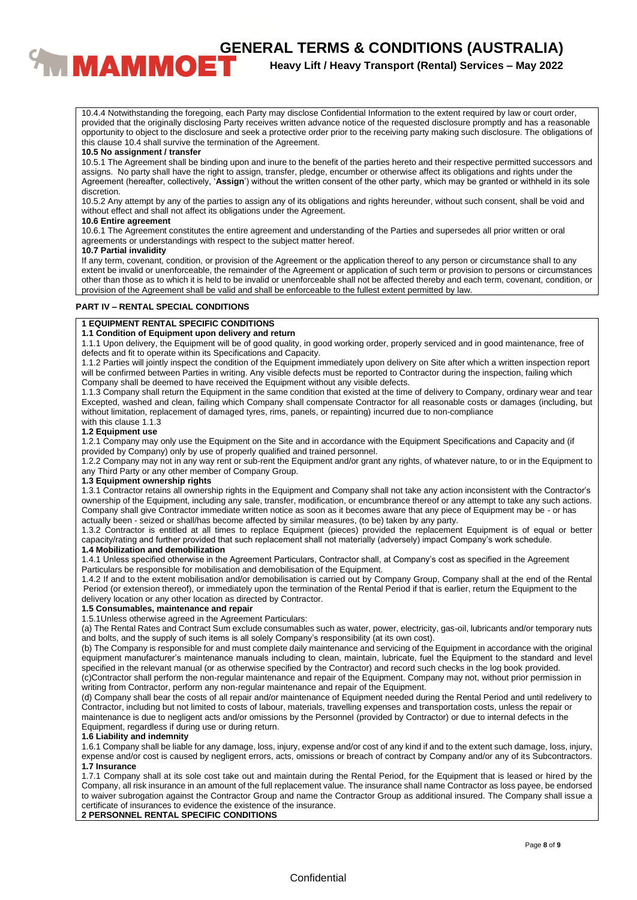10.4.4 Notwithstanding the foregoing, each Party may disclose Confidential Information to the extent required by law or court order, provided that the originally disclosing Party receives written advance notice of the requested disclosure promptly and has a reasonable opportunity to object to the disclosure and seek a protective order prior to the receiving party making such disclosure. The obligations of this clause 10.4 shall survive the termination of the Agreement.

**10.5 No assignment / transfer**

10.5.1 The Agreement shall be binding upon and inure to the benefit of the parties hereto and their respective permitted successors and assigns. No party shall have the right to assign, transfer, pledge, encumber or otherwise affect its obligations and rights under the Agreement (hereafter, collectively, '**Assign**') without the written consent of the other party, which may be granted or withheld in its sole discretion.

10.5.2 Any attempt by any of the parties to assign any of its obligations and rights hereunder, without such consent, shall be void and without effect and shall not affect its obligations under the Agreement.

**10.6 Entire agreement**

10.6.1 The Agreement constitutes the entire agreement and understanding of the Parties and supersedes all prior written or oral agreements or understandings with respect to the subject matter hereof.

**10.7 Partial invalidity**

If any term, covenant, condition, or provision of the Agreement or the application thereof to any person or circumstance shall to any extent be invalid or unenforceable, the remainder of the Agreement or application of such term or provision to persons or circumstances other than those as to which it is held to be invalid or unenforceable shall not be affected thereby and each term, covenant, condition, or provision of the Agreement shall be valid and shall be enforceable to the fullest extent permitted by law.

## PART IV – RENTAL SPECIAL CONDITIONS

### 1 EQUIPMENT RENTAL SPECIFIC CONDITIONS

**1.1 Condition of Equipment upon delivery and return**

1.1.1 Upon delivery, the Equipment will be of good quality, in good working order, properly serviced and in good maintenance, free of defects and fit to operate within its Specifications and Capacity.

1.1.2 Parties will jointly inspect the condition of the Equipment immediately upon delivery on Site after which a written inspection report will be confirmed between Parties in writing. Any visible defects must be reported to Contractor during the inspection, failing which Company shall be deemed to have received the Equipment without any visible defects.

1.1.3 Company shall return the Equipment in the same condition that existed at the time of delivery to Company, ordinary wear and tear Excepted, washed and clean, failing which Company shall compensate Contractor for all reasonable costs or damages (including, but without limitation, replacement of damaged tyres, rims, panels, or repainting) incurred due to non-compliance with this clause 1.1.3

**1.2 Equipment use**

1.2.1 Company may only use the Equipment on the Site and in accordance with the Equipment Specifications and Capacity and (if provided by Company) only by use of properly qualified and trained personnel.

1.2.2 Company may not in any way rent or sub-rent the Equipment and/or grant any rights, of whatever nature, to or in the Equipment to any Third Party or any other member of Company Group.

**1.3 Equipment ownership rights**

1.3.1 Contractor retains all ownership rights in the Equipment and Company shall not take any action inconsistent with the Contractor's ownership of the Equipment, including any sale, transfer, modification, or encumbrance thereof or any attempt to take any such actions. Company shall give Contractor immediate written notice as soon as it becomes aware that any piece of Equipment may be - or has actually been - seized or shall/has become affected by similar measures, (to be) taken by any party.

1.3.2 Contractor is entitled at all times to replace Equipment (pieces) provided the replacement Equipment is of equal or better capacity/rating and further provided that such replacement shall not materially (adversely) impact Company's work schedule.

**1.4 Mobilization and demobilization**

1.4.1 Unless specified otherwise in the Agreement Particulars, Contractor shall, at Company's cost as specified in the Agreement Particulars be responsible for mobilisation and demobilisation of the Equipment.

1.4.2 If and to the extent mobilisation and/or demobilisation is carried out by Company Group, Company shall at the end of the Rental Period (or extension thereof), or immediately upon the termination of the Rental Period if that is earlier, return the Equipment to the delivery location or any other location as directed by Contractor.

**1.5 Consumables, maintenance and repair**

1.5.1Unless otherwise agreed in the Agreement Particulars:

(a) The Rental Rates and Contract Sum exclude consumables such as water, power, electricity, gas-oil, lubricants and/or temporary nuts and bolts, and the supply of such items is all solely Company's responsibility (at its own cost).

(b) The Company is responsible for and must complete daily maintenance and servicing of the Equipment in accordance with the original equipment manufacturer's maintenance manuals including to clean, maintain, lubricate, fuel the Equipment to the standard and level specified in the relevant manual (or as otherwise specified by the Contractor) and record such checks in the log book provided.

(c)Contractor shall perform the non-regular maintenance and repair of the Equipment. Company may not, without prior permission in writing from Contractor, perform any non-regular maintenance and repair of the Equipment.

(d) Company shall bear the costs of all repair and/or maintenance of Equipment needed during the Rental Period and until redelivery to Contractor, including but not limited to costs of labour, materials, travelling expenses and transportation costs, unless the repair or maintenance is due to negligent acts and/or omissions by the Personnel (provided by Contractor) or due to internal defects in the Equipment, regardless if during use or during return.

**1.6 Liability and indemnity**

1.6.1 Company shall be liable for any damage, loss, injury, expense and/or cost of any kind if and to the extent such damage, loss, injury, expense and/or cost is caused by negligent errors, acts, omissions or breach of contract by Company and/or any of its Subcontractors.

**1.7 Insurance**

1.7.1 Company shall at its sole cost take out and maintain during the Rental Period, for the Equipment that is leased or hired by the Company, all risk insurance in an amount of the full replacement value. The insurance shall name Contractor as loss payee, be endorsed to waiver subrogation against the Contractor Group and name the Contractor Group as additional insured. The Company shall issue a certificate of insurances to evidence the existence of the insurance.

### 2 PERSONNEL RENTAL SPECIFIC CONDITIONS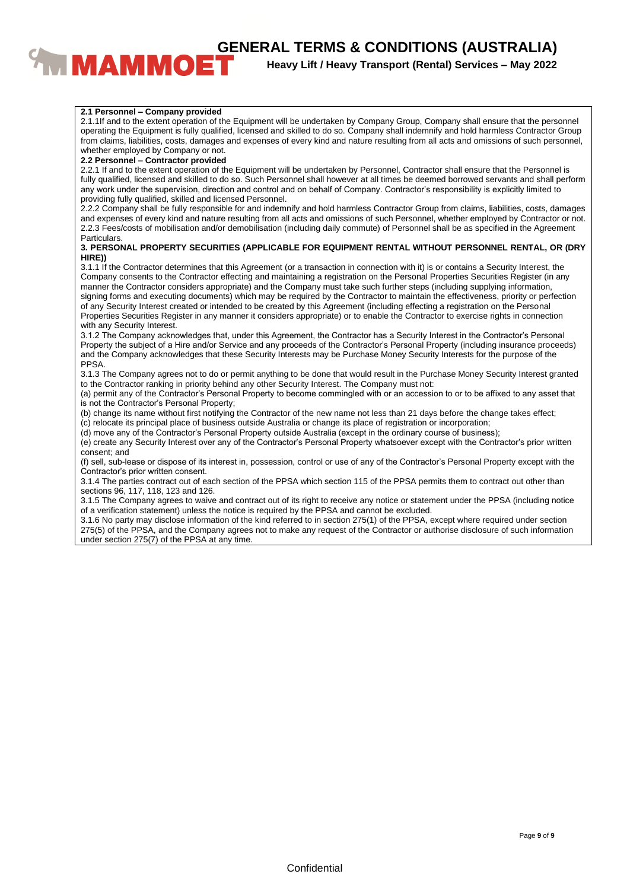**2.1 Personnel – Company provided**

2.1.1If and to the extent operation of the Equipment will be undertaken by Company Group, Company shall ensure that the personnel operating the Equipment is fully qualified, licensed and skilled to do so. Company shall indemnify and hold harmless Contractor Group from claims, liabilities, costs, damages and expenses of every kind and nature resulting from all acts and omissions of such personnel, whether employed by Company or not.

**2.2 Personnel – Contractor provided**

2.2.1 If and to the extent operation of the Equipment will be undertaken by Personnel, Contractor shall ensure that the Personnel is fully qualified, licensed and skilled to do so. Such Personnel shall however at all times be deemed borrowed servants and shall perform any work under the supervision, direction and control and on behalf of Company. Contractor's responsibility is explicitly limited to providing fully qualified, skilled and licensed Personnel.

2.2.2 Company shall be fully responsible for and indemnify and hold harmless Contractor Group from claims, liabilities, costs, damages and expenses of every kind and nature resulting from all acts and omissions of such Personnel, whether employed by Contractor or not.

2.2.3 Fees/costs of mobilisation and/or demobilisation (including daily commute) of Personnel shall be as specified in the Agreement Particulars.

**3. PERSONAL PROPERTY SECURITIES (APPLICABLE FOR EQUIPMENT RENTAL WITHOUT PERSONNEL RENTAL, OR (DRY HIRE))**

3.1.1 If the Contractor determines that this Agreement (or a transaction in connection with it) is or contains a Security Interest, the Company consents to the Contractor effecting and maintaining a registration on the Personal Properties Securities Register (in any manner the Contractor considers appropriate) and the Company must take such further steps (including supplying information, signing forms and executing documents) which may be required by the Contractor to maintain the effectiveness, priority or perfection of any Security Interest created or intended to be created by this Agreement (including effecting a registration on the Personal Properties Securities Register in any manner it considers appropriate) or to enable the Contractor to exercise rights in connection with any Security Interest.

3.1.2 The Company acknowledges that, under this Agreement, the Contractor has a Security Interest in the Contractor's Personal Property the subject of a Hire and/or Service and any proceeds of the Contractor's Personal Property (including insurance proceeds) and the Company acknowledges that these Security Interests may be Purchase Money Security Interests for the purpose of the PPSA.

3.1.3 The Company agrees not to do or permit anything to be done that would result in the Purchase Money Security Interest granted to the Contractor ranking in priority behind any other Security Interest. The Company must not:

(a) permit any of the Contractor's Personal Property to become commingled with or an accession to or to be affixed to any asset that is not the Contractor's Personal Property;

(b) change its name without first notifying the Contractor of the new name not less than 21 days before the change takes effect;

(c) relocate its principal place of business outside Australia or change its place of registration or incorporation;

(d) move any of the Contractor's Personal Property outside Australia (except in the ordinary course of business);

(e) create any Security Interest over any of the Contractor's Personal Property whatsoever except with the Contractor's prior written consent; and

(f) sell, sub-lease or dispose of its interest in, possession, control or use of any of the Contractor's Personal Property except with the Contractor's prior written consent.

3.1.4 The parties contract out of each section of the PPSA which section 115 of the PPSA permits them to contract out other than sections 96, 117, 118, 123 and 126.

3.1.5 The Company agrees to waive and contract out of its right to receive any notice or statement under the PPSA (including notice of a verification statement) unless the notice is required by the PPSA and cannot be excluded.

3.1.6 No party may disclose information of the kind referred to in section 275(1) of the PPSA, except where required under section 275(5) of the PPSA, and the Company agrees not to make any request of the Contractor or authorise disclosure of such information under section 275(7) of the PPSA at any time.